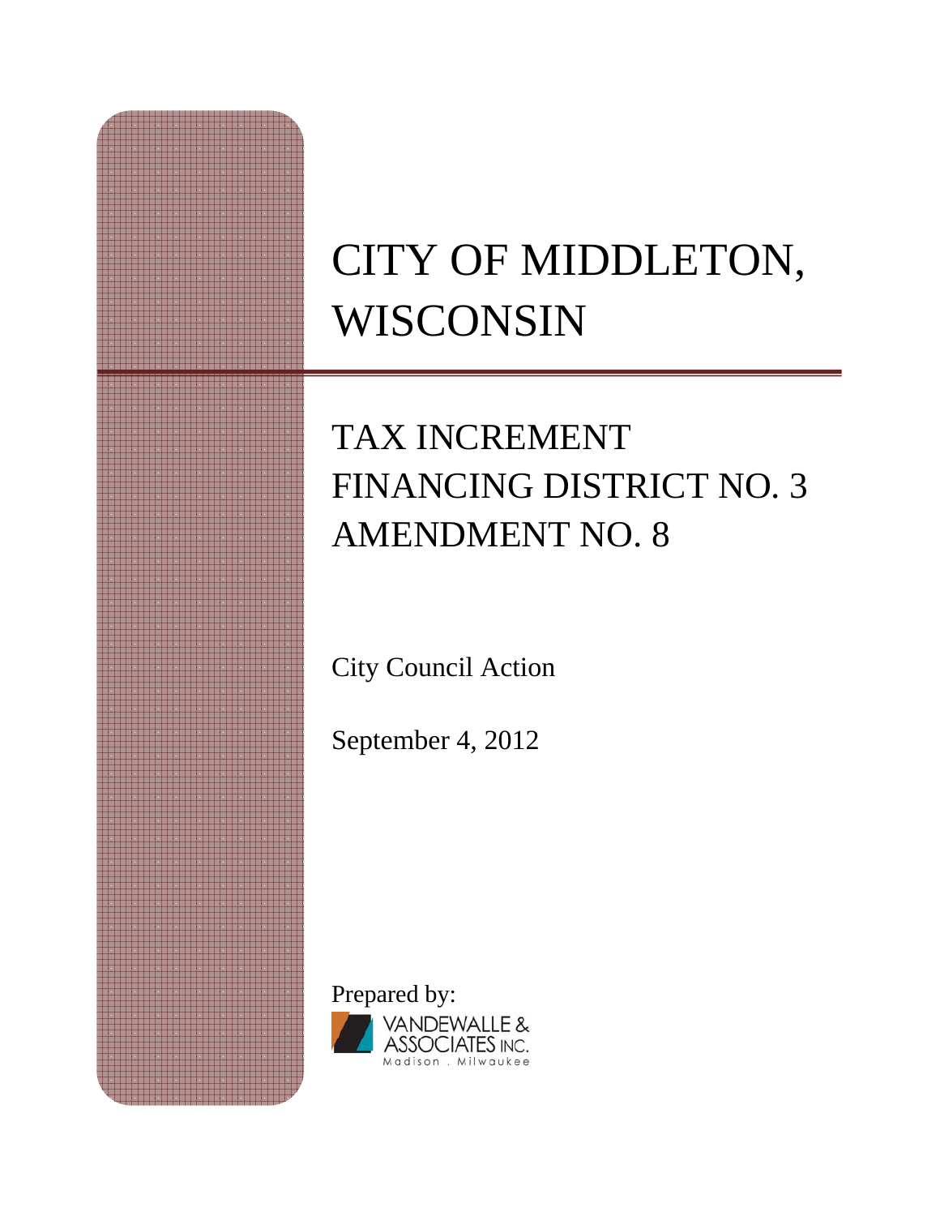# CITY OF MIDDLETON, WISCONSIN

## TAX INCREMENT FINANCING DISTRICT NO. 3 AMENDMENT NO. 8

City Council Action

September 4, 2012

Prepared by:

VANDEWALLE & ASSOCIATES INC.
Madison . Milwaukee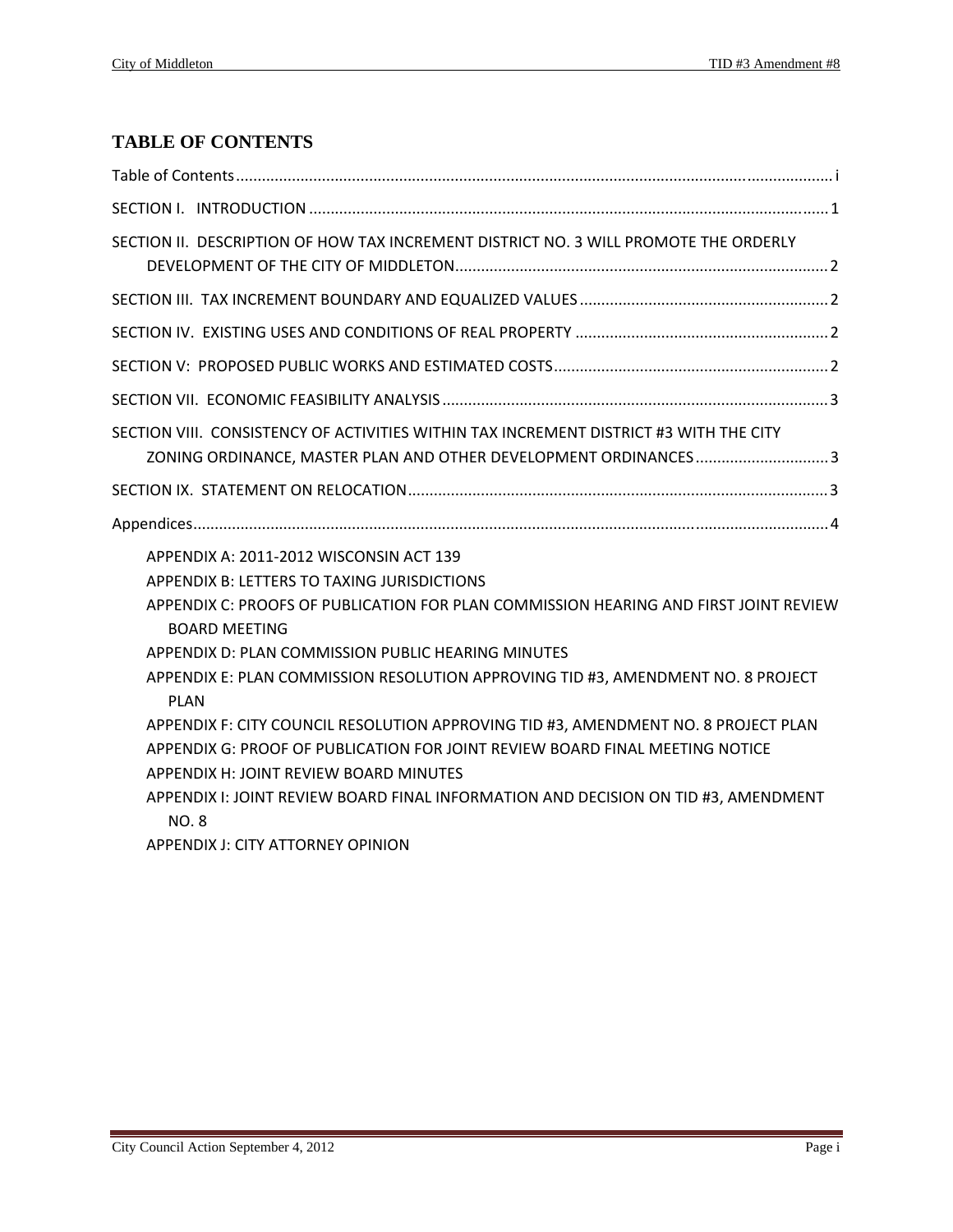## TABLE OF CONTENTS

Table of Contents ........................................................ i

SECTION I. INTRODUCTION ........................................................ 1

SECTION II. DESCRIPTION OF HOW TAX INCREMENT DISTRICT NO. 3 WILL PROMOTE THE ORDERLY DEVELOPMENT OF THE CITY OF MIDDLETON ........................................................ 2

SECTION III. TAX INCREMENT BOUNDARY AND EQUALIZED VALUES ........................................................ 2

SECTION IV. EXISTING USES AND CONDITIONS OF REAL PROPERTY ........................................................ 2

SECTION V: PROPOSED PUBLIC WORKS AND ESTIMATED COSTS ........................................................ 2

SECTION VII. ECONOMIC FEASIBILITY ANALYSIS ........................................................ 3

SECTION VIII. CONSISTENCY OF ACTIVITIES WITHIN TAX INCREMENT DISTRICT #3 WITH THE CITY ZONING ORDINANCE, MASTER PLAN AND OTHER DEVELOPMENT ORDINANCES ........................................................ 3

SECTION IX. STATEMENT ON RELOCATION ........................................................ 3

Appendices ........................................................ 4

- APPENDIX A: 2011-2012 WISCONSIN ACT 139
- APPENDIX B: LETTERS TO TAXING JURISDICTIONS
- APPENDIX C: PROOFS OF PUBLICATION FOR PLAN COMMISSION HEARING AND FIRST JOINT REVIEW BOARD MEETING
- APPENDIX D: PLAN COMMISSION PUBLIC HEARING MINUTES
- APPENDIX E: PLAN COMMISSION RESOLUTION APPROVING TID #3, AMENDMENT NO. 8 PROJECT PLAN
- APPENDIX F: CITY COUNCIL RESOLUTION APPROVING TID #3, AMENDMENT NO. 8 PROJECT PLAN
- APPENDIX G: PROOF OF PUBLICATION FOR JOINT REVIEW BOARD FINAL MEETING NOTICE
- APPENDIX H: JOINT REVIEW BOARD MINUTES
- APPENDIX I: JOINT REVIEW BOARD FINAL INFORMATION AND DECISION ON TID #3, AMENDMENT NO. 8
- APPENDIX J: CITY ATTORNEY OPINION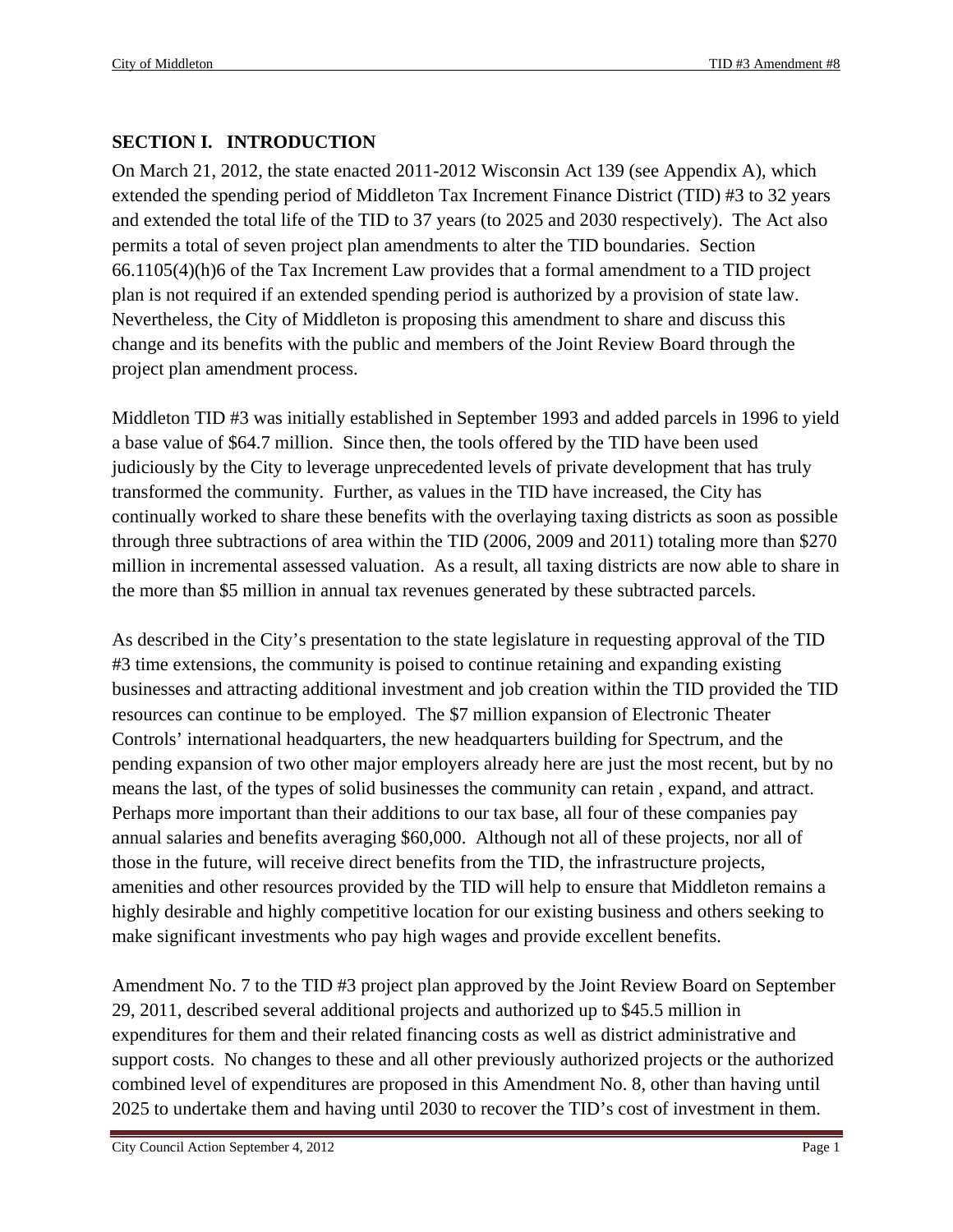## SECTION I. INTRODUCTION

On March 21, 2012, the state enacted 2011-2012 Wisconsin Act 139 (see Appendix A), which extended the spending period of Middleton Tax Increment Finance District (TID) #3 to 32 years and extended the total life of the TID to 37 years (to 2025 and 2030 respectively). The Act also permits a total of seven project plan amendments to alter the TID boundaries. Section 66.1105(4)(h)6 of the Tax Increment Law provides that a formal amendment to a TID project plan is not required if an extended spending period is authorized by a provision of state law. Nevertheless, the City of Middleton is proposing this amendment to share and discuss this change and its benefits with the public and members of the Joint Review Board through the project plan amendment process.

Middleton TID #3 was initially established in September 1993 and added parcels in 1996 to yield a base value of $64.7 million. Since then, the tools offered by the TID have been used judiciously by the City to leverage unprecedented levels of private development that has truly transformed the community. Further, as values in the TID have increased, the City has continually worked to share these benefits with the overlaying taxing districts as soon as possible through three subtractions of area within the TID (2006, 2009 and 2011) totaling more than $270 million in incremental assessed valuation. As a result, all taxing districts are now able to share in the more than $5 million in annual tax revenues generated by these subtracted parcels.

As described in the City's presentation to the state legislature in requesting approval of the TID #3 time extensions, the community is poised to continue retaining and expanding existing businesses and attracting additional investment and job creation within the TID provided the TID resources can continue to be employed. The $7 million expansion of Electronic Theater Controls' international headquarters, the new headquarters building for Spectrum, and the pending expansion of two other major employers already here are just the most recent, but by no means the last, of the types of solid businesses the community can retain , expand, and attract. Perhaps more important than their additions to our tax base, all four of these companies pay annual salaries and benefits averaging $60,000. Although not all of these projects, nor all of those in the future, will receive direct benefits from the TID, the infrastructure projects, amenities and other resources provided by the TID will help to ensure that Middleton remains a highly desirable and highly competitive location for our existing business and others seeking to make significant investments who pay high wages and provide excellent benefits.

Amendment No. 7 to the TID #3 project plan approved by the Joint Review Board on September 29, 2011, described several additional projects and authorized up to $45.5 million in expenditures for them and their related financing costs as well as district administrative and support costs. No changes to these and all other previously authorized projects or the authorized combined level of expenditures are proposed in this Amendment No. 8, other than having until 2025 to undertake them and having until 2030 to recover the TID's cost of investment in them.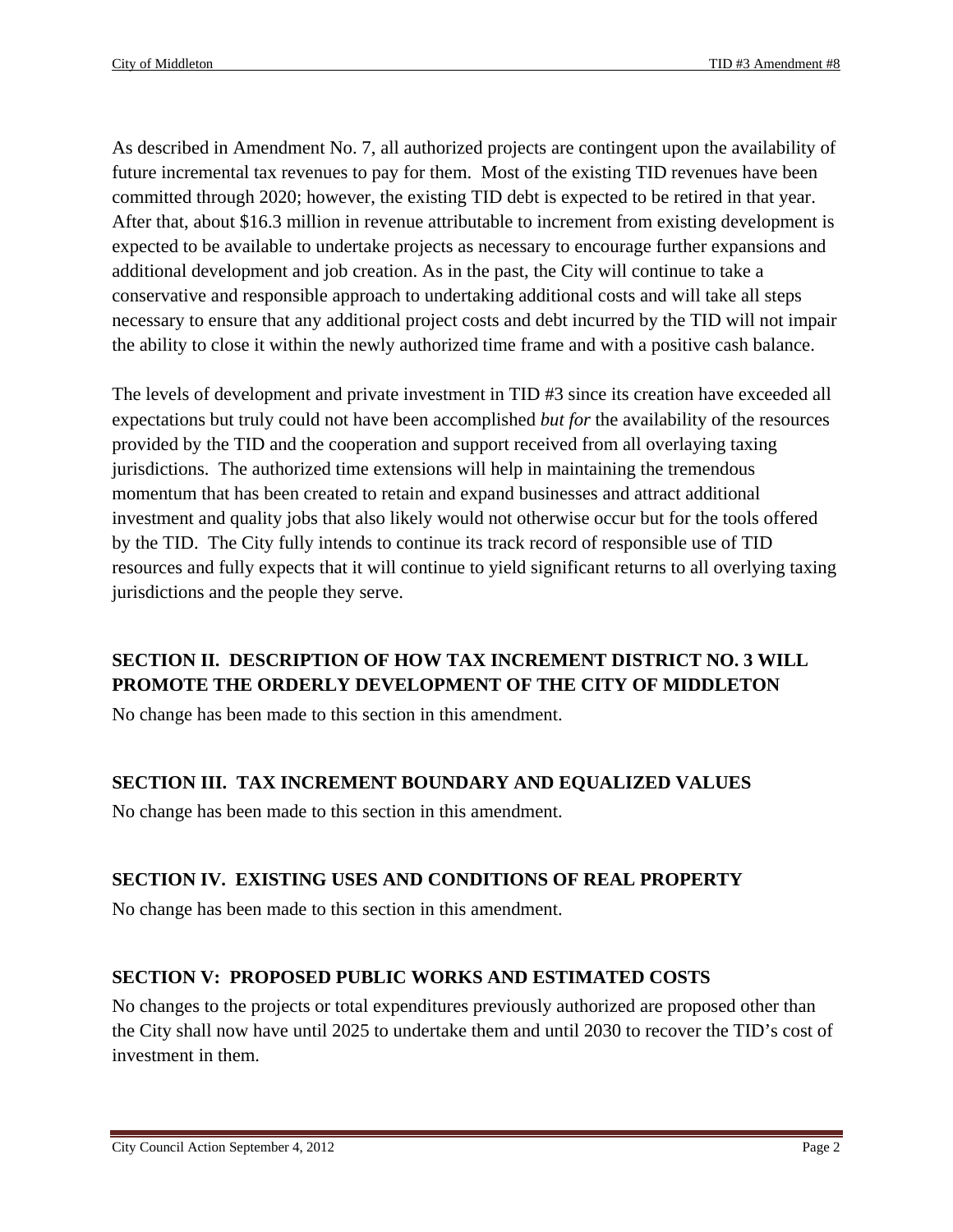As described in Amendment No. 7, all authorized projects are contingent upon the availability of future incremental tax revenues to pay for them. Most of the existing TID revenues have been committed through 2020; however, the existing TID debt is expected to be retired in that year. After that, about $16.3 million in revenue attributable to increment from existing development is expected to be available to undertake projects as necessary to encourage further expansions and additional development and job creation. As in the past, the City will continue to take a conservative and responsible approach to undertaking additional costs and will take all steps necessary to ensure that any additional project costs and debt incurred by the TID will not impair the ability to close it within the newly authorized time frame and with a positive cash balance.

The levels of development and private investment in TID #3 since its creation have exceeded all expectations but truly could not have been accomplished *but for* the availability of the resources provided by the TID and the cooperation and support received from all overlaying taxing jurisdictions. The authorized time extensions will help in maintaining the tremendous momentum that has been created to retain and expand businesses and attract additional investment and quality jobs that also likely would not otherwise occur but for the tools offered by the TID. The City fully intends to continue its track record of responsible use of TID resources and fully expects that it will continue to yield significant returns to all overlying taxing jurisdictions and the people they serve.

## SECTION II. DESCRIPTION OF HOW TAX INCREMENT DISTRICT NO. 3 WILL PROMOTE THE ORDERLY DEVELOPMENT OF THE CITY OF MIDDLETON

No change has been made to this section in this amendment.

## SECTION III. TAX INCREMENT BOUNDARY AND EQUALIZED VALUES

No change has been made to this section in this amendment.

## SECTION IV. EXISTING USES AND CONDITIONS OF REAL PROPERTY

No change has been made to this section in this amendment.

## SECTION V: PROPOSED PUBLIC WORKS AND ESTIMATED COSTS

No changes to the projects or total expenditures previously authorized are proposed other than the City shall now have until 2025 to undertake them and until 2030 to recover the TID's cost of investment in them.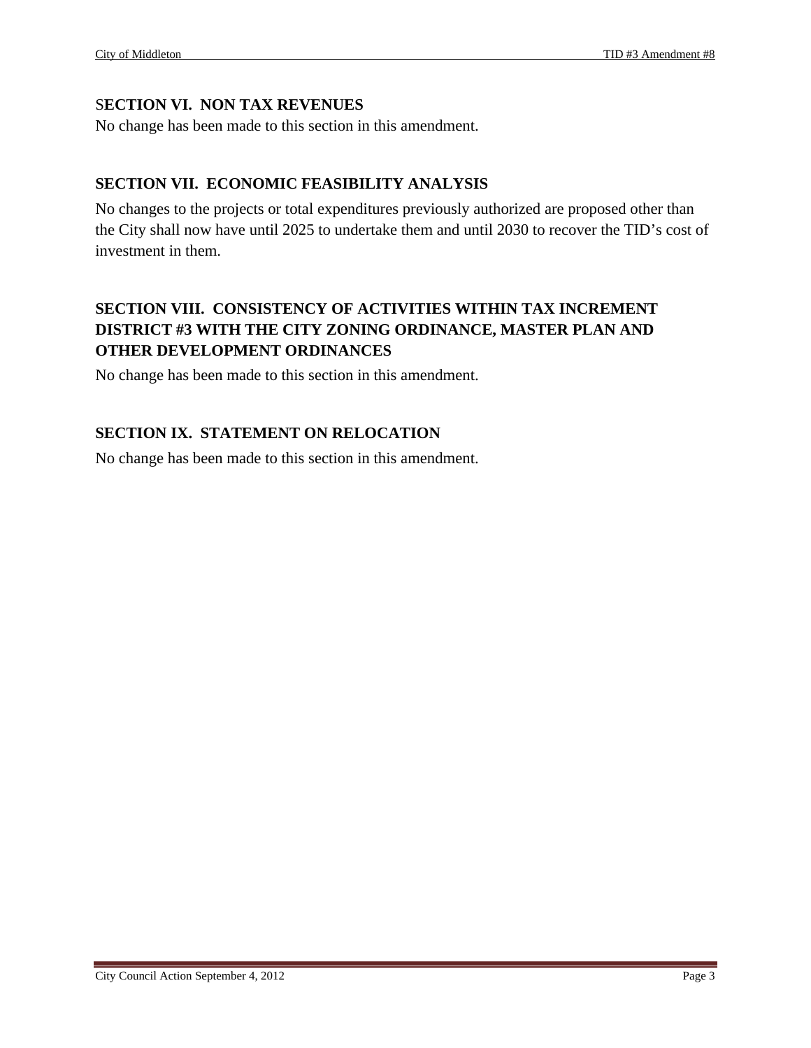## SECTION VI. NON TAX REVENUES

No change has been made to this section in this amendment.

## SECTION VII. ECONOMIC FEASIBILITY ANALYSIS

No changes to the projects or total expenditures previously authorized are proposed other than the City shall now have until 2025 to undertake them and until 2030 to recover the TID's cost of investment in them.

## SECTION VIII. CONSISTENCY OF ACTIVITIES WITHIN TAX INCREMENT DISTRICT #3 WITH THE CITY ZONING ORDINANCE, MASTER PLAN AND OTHER DEVELOPMENT ORDINANCES

No change has been made to this section in this amendment.

## SECTION IX. STATEMENT ON RELOCATION

No change has been made to this section in this amendment.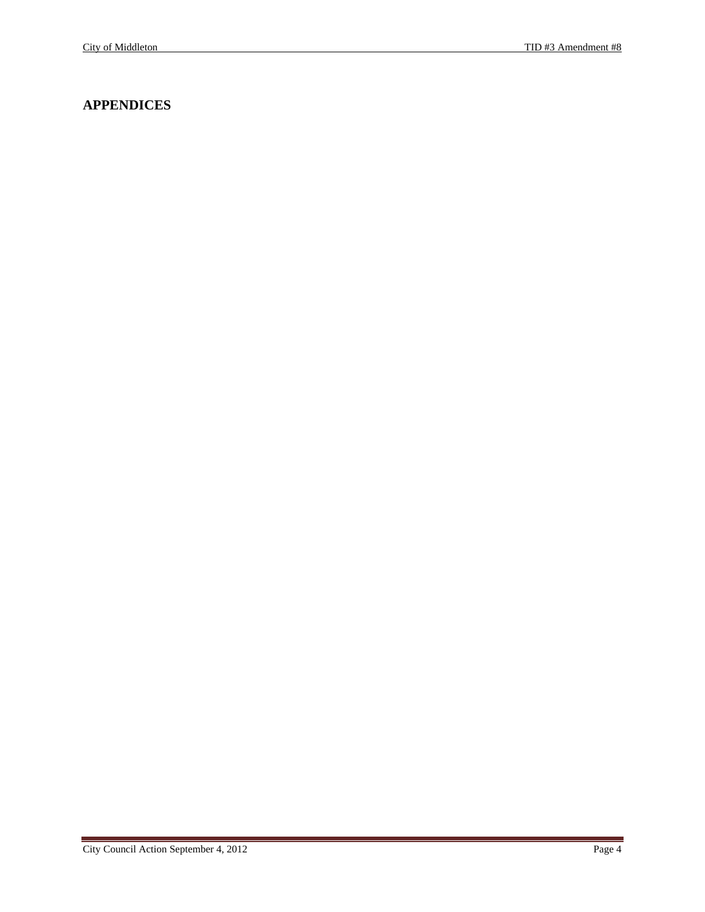## APPENDICES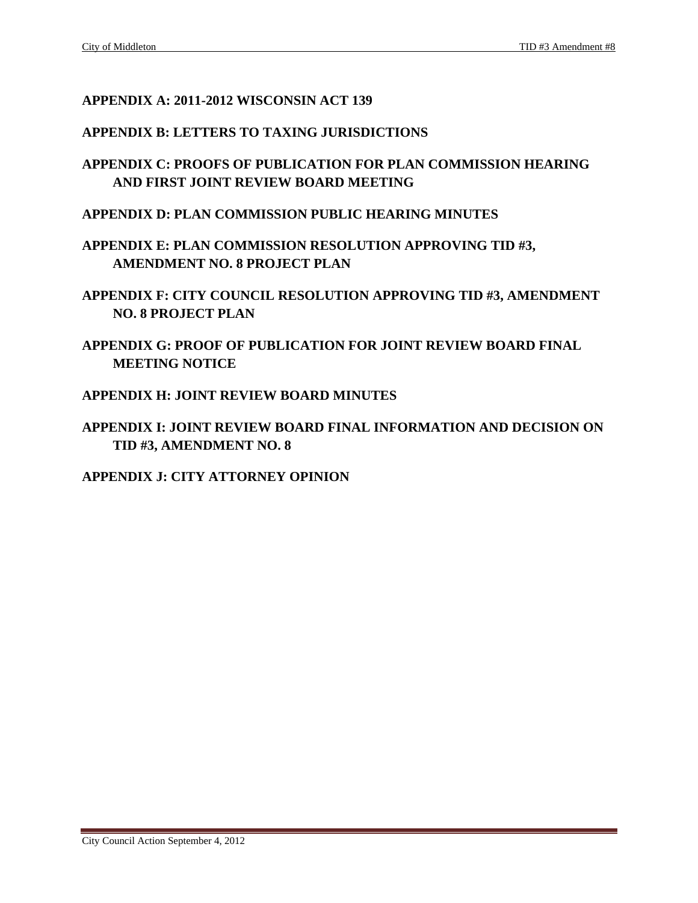**APPENDIX A: 2011-2012 WISCONSIN ACT 139**

**APPENDIX B: LETTERS TO TAXING JURISDICTIONS**

**APPENDIX C: PROOFS OF PUBLICATION FOR PLAN COMMISSION HEARING AND FIRST JOINT REVIEW BOARD MEETING**

**APPENDIX D: PLAN COMMISSION PUBLIC HEARING MINUTES**

**APPENDIX E: PLAN COMMISSION RESOLUTION APPROVING TID #3, AMENDMENT NO. 8 PROJECT PLAN**

**APPENDIX F: CITY COUNCIL RESOLUTION APPROVING TID #3, AMENDMENT NO. 8 PROJECT PLAN**

**APPENDIX G: PROOF OF PUBLICATION FOR JOINT REVIEW BOARD FINAL MEETING NOTICE**

**APPENDIX H: JOINT REVIEW BOARD MINUTES**

**APPENDIX I: JOINT REVIEW BOARD FINAL INFORMATION AND DECISION ON TID #3, AMENDMENT NO. 8**

**APPENDIX J: CITY ATTORNEY OPINION**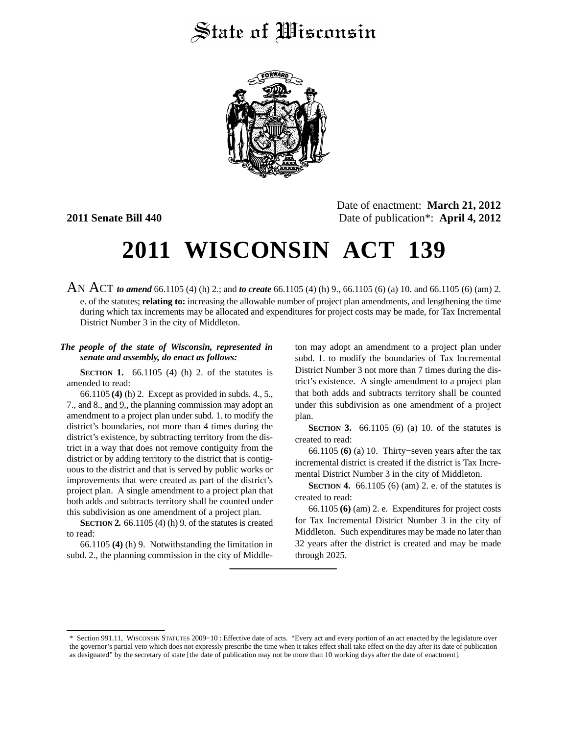# State of Wisconsin

**2011 Senate Bill 440**

Date of enactment: **March 21, 2012**
Date of publication*: **April 4, 2012**

# 2011 WISCONSIN ACT 139

AN ACT ***to amend*** 66.1105 (4) (h) 2.; and ***to create*** 66.1105 (4) (h) 9., 66.1105 (6) (a) 10. and 66.1105 (6) (am) 2. e. of the statutes; **relating to:** increasing the allowable number of project plan amendments, and lengthening the time during which tax increments may be allocated and expenditures for project costs may be made, for Tax Incremental District Number 3 in the city of Middleton.

***The people of the state of Wisconsin, represented in senate and assembly, do enact as follows:***

**SECTION 1.** 66.1105 (4) (h) 2. of the statutes is amended to read:

66.1105 **(4)** (h) 2. Except as provided in subds. 4., 5., 7., ~~and~~ 8., <u>and 9.,</u> the planning commission may adopt an amendment to a project plan under subd. 1. to modify the district's boundaries, not more than 4 times during the district's existence, by subtracting territory from the district in a way that does not remove contiguity from the district or by adding territory to the district that is contiguous to the district and that is served by public works or improvements that were created as part of the district's project plan. A single amendment to a project plan that both adds and subtracts territory shall be counted under this subdivision as one amendment of a project plan.

**SECTION 2.** 66.1105 (4) (h) 9. of the statutes is created to read:

66.1105 **(4)** (h) 9. Notwithstanding the limitation in subd. 2., the planning commission in the city of Middleton may adopt an amendment to a project plan under subd. 1. to modify the boundaries of Tax Incremental District Number 3 not more than 7 times during the district's existence. A single amendment to a project plan that both adds and subtracts territory shall be counted under this subdivision as one amendment of a project plan.

**SECTION 3.** 66.1105 (6) (a) 10. of the statutes is created to read:

66.1105 **(6)** (a) 10. Thirty−seven years after the tax incremental district is created if the district is Tax Incremental District Number 3 in the city of Middleton.

**SECTION 4.** 66.1105 (6) (am) 2. e. of the statutes is created to read:

66.1105 **(6)** (am) 2. e. Expenditures for project costs for Tax Incremental District Number 3 in the city of Middleton. Such expenditures may be made no later than 32 years after the district is created and may be made through 2025.

---

\* Section 991.11, WISCONSIN STATUTES 2009−10 : Effective date of acts. "Every act and every portion of an act enacted by the legislature over the governor's partial veto which does not expressly prescribe the time when it takes effect shall take effect on the day after its date of publication as designated" by the secretary of state [the date of publication may not be more than 10 working days after the date of enactment].